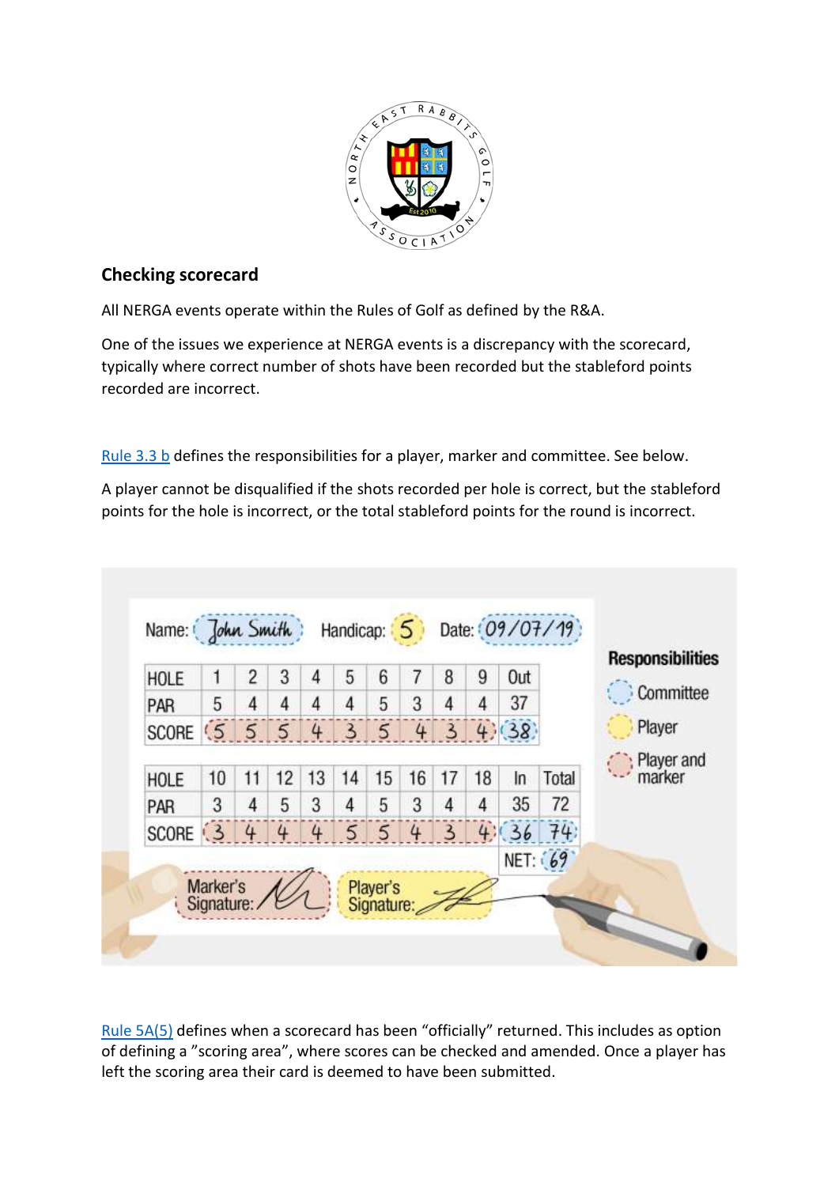## Checking scorecard

All NERGA events operate within the Rules of Golf as defined by the R&A.

One of the issues we experience at NERGA events is a discrepancy with the scorecard, typically where correct number of shots have been recorded but the stableford points recorded are incorrect.

Rule 3.3 b defines the responsibilities for a player, marker and committee. See below.

A player cannot be disqualified if the shots recorded per hole is correct, but the stableford points for the hole is incorrect, or the total stableford points for the round is incorrect.

Name: John Smith   Handicap: 5   Date: 09/07/19

| HOLE | 1 | 2 | 3 | 4 | 5 | 6 | 7 | 8 | 9 | Out |
|---|---|---|---|---|---|---|---|---|---|---|
| PAR | 5 | 4 | 4 | 4 | 4 | 5 | 3 | 4 | 4 | 37 |
| SCORE | 5 | 5 | 5 | 4 | 3 | 5 | 4 | 3 | 4 | 38 |

| HOLE | 10 | 11 | 12 | 13 | 14 | 15 | 16 | 17 | 18 | In | Total |
|---|---|---|---|---|---|---|---|---|---|---|---|
| PAR | 3 | 4 | 5 | 3 | 4 | 5 | 3 | 4 | 4 | 35 | 72 |
| SCORE | 3 | 4 | 4 | 4 | 5 | 5 | 4 | 3 | 4 | 36 | 74 |

NET: 69

Marker's Signature:   Player's Signature:

**Responsibilities**

- Committee
- Player
- Player and marker

Rule 5A(5) defines when a scorecard has been "officially" returned. This includes as option of defining a "scoring area", where scores can be checked and amended. Once a player has left the scoring area their card is deemed to have been submitted.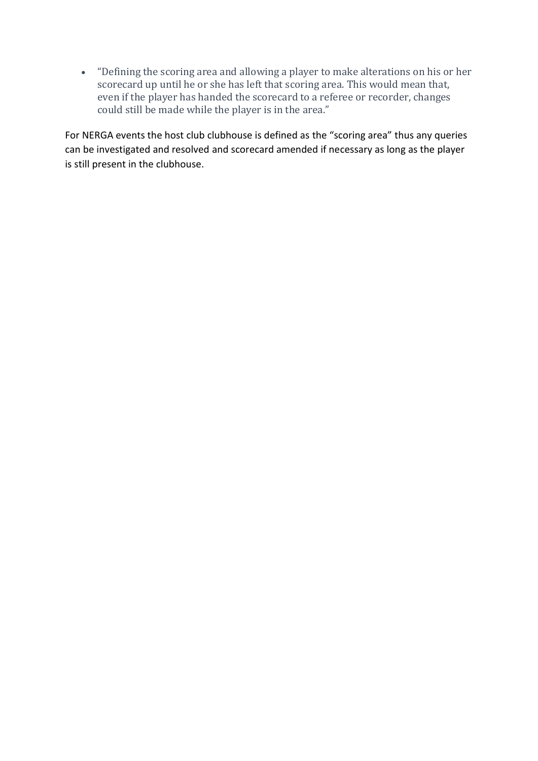- "Defining the scoring area and allowing a player to make alterations on his or her scorecard up until he or she has left that scoring area. This would mean that, even if the player has handed the scorecard to a referee or recorder, changes could still be made while the player is in the area."

For NERGA events the host club clubhouse is defined as the "scoring area" thus any queries can be investigated and resolved and scorecard amended if necessary as long as the player is still present in the clubhouse.